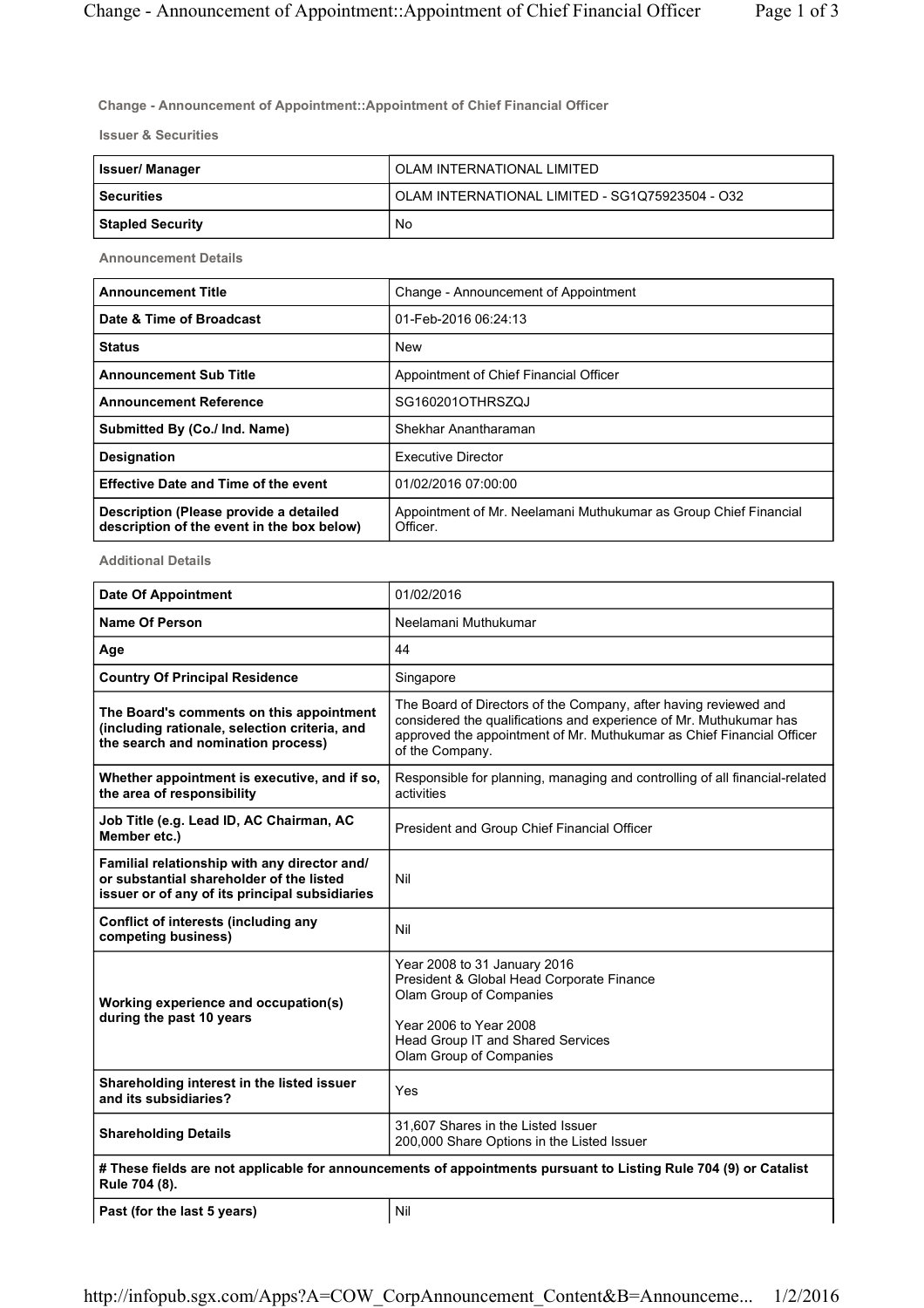## Change - Announcement of Appointment::Appointment of Chief Financial Officer

### Issuer & Securities

| | |
|---|---|
| **Issuer/ Manager** | OLAM INTERNATIONAL LIMITED |
| **Securities** | OLAM INTERNATIONAL LIMITED - SG1Q75923504 - O32 |
| **Stapled Security** | No |

### Announcement Details

| | |
|---|---|
| **Announcement Title** | Change - Announcement of Appointment |
| **Date & Time of Broadcast** | 01-Feb-2016 06:24:13 |
| **Status** | New |
| **Announcement Sub Title** | Appointment of Chief Financial Officer |
| **Announcement Reference** | SG160201OTHRSZQJ |
| **Submitted By (Co./ Ind. Name)** | Shekhar Anantharaman |
| **Designation** | Executive Director |
| **Effective Date and Time of the event** | 01/02/2016 07:00:00 |
| **Description (Please provide a detailed description of the event in the box below)** | Appointment of Mr. Neelamani Muthukumar as Group Chief Financial Officer. |

### Additional Details

| | |
|---|---|
| **Date Of Appointment** | 01/02/2016 |
| **Name Of Person** | Neelamani Muthukumar |
| **Age** | 44 |
| **Country Of Principal Residence** | Singapore |
| **The Board's comments on this appointment (including rationale, selection criteria, and the search and nomination process)** | The Board of Directors of the Company, after having reviewed and considered the qualifications and experience of Mr. Muthukumar has approved the appointment of Mr. Muthukumar as Chief Financial Officer of the Company. |
| **Whether appointment is executive, and if so, the area of responsibility** | Responsible for planning, managing and controlling of all financial-related activities |
| **Job Title (e.g. Lead ID, AC Chairman, AC Member etc.)** | President and Group Chief Financial Officer |
| **Familial relationship with any director and/ or substantial shareholder of the listed issuer or of any of its principal subsidiaries** | Nil |
| **Conflict of interests (including any competing business)** | Nil |
| **Working experience and occupation(s) during the past 10 years** | Year 2008 to 31 January 2016<br>President & Global Head Corporate Finance<br>Olam Group of Companies<br><br>Year 2006 to Year 2008<br>Head Group IT and Shared Services<br>Olam Group of Companies |
| **Shareholding interest in the listed issuer and its subsidiaries?** | Yes |
| **Shareholding Details** | 31,607 Shares in the Listed Issuer<br>200,000 Share Options in the Listed Issuer |
| **# These fields are not applicable for announcements of appointments pursuant to Listing Rule 704 (9) or Catalist Rule 704 (8).** | |
| **Past (for the last 5 years)** | Nil |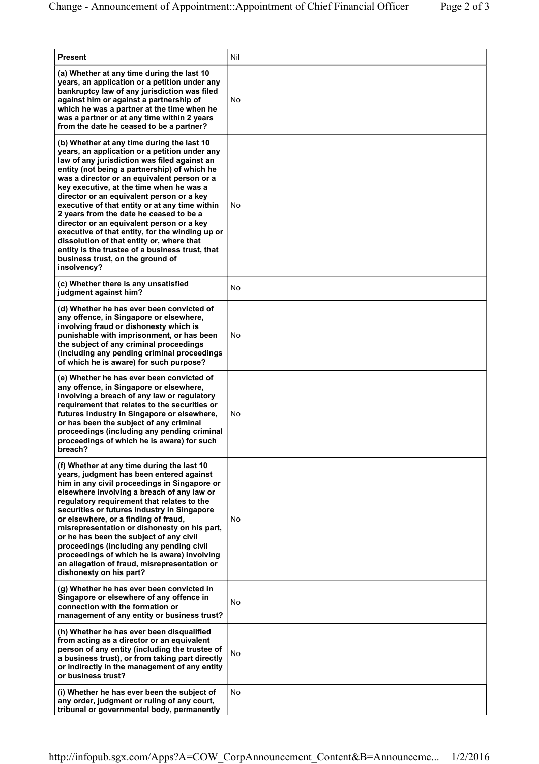| **Present** | Nil |
|---|---|
| **(a) Whether at any time during the last 10 years, an application or a petition under any bankruptcy law of any jurisdiction was filed against him or against a partnership of which he was a partner at the time when he was a partner or at any time within 2 years from the date he ceased to be a partner?** | No |
| **(b) Whether at any time during the last 10 years, an application or a petition under any law of any jurisdiction was filed against an entity (not being a partnership) of which he was a director or an equivalent person or a key executive, at the time when he was a director or an equivalent person or a key executive of that entity or at any time within 2 years from the date he ceased to be a director or an equivalent person or a key executive of that entity, for the winding up or dissolution of that entity or, where that entity is the trustee of a business trust, that business trust, on the ground of insolvency?** | No |
| **(c) Whether there is any unsatisfied judgment against him?** | No |
| **(d) Whether he has ever been convicted of any offence, in Singapore or elsewhere, involving fraud or dishonesty which is punishable with imprisonment, or has been the subject of any criminal proceedings (including any pending criminal proceedings of which he is aware) for such purpose?** | No |
| **(e) Whether he has ever been convicted of any offence, in Singapore or elsewhere, involving a breach of any law or regulatory requirement that relates to the securities or futures industry in Singapore or elsewhere, or has been the subject of any criminal proceedings (including any pending criminal proceedings of which he is aware) for such breach?** | No |
| **(f) Whether at any time during the last 10 years, judgment has been entered against him in any civil proceedings in Singapore or elsewhere involving a breach of any law or regulatory requirement that relates to the securities or futures industry in Singapore or elsewhere, or a finding of fraud, misrepresentation or dishonesty on his part, or he has been the subject of any civil proceedings (including any pending civil proceedings of which he is aware) involving an allegation of fraud, misrepresentation or dishonesty on his part?** | No |
| **(g) Whether he has ever been convicted in Singapore or elsewhere of any offence in connection with the formation or management of any entity or business trust?** | No |
| **(h) Whether he has ever been disqualified from acting as a director or an equivalent person of any entity (including the trustee of a business trust), or from taking part directly or indirectly in the management of any entity or business trust?** | No |
| **(i) Whether he has ever been the subject of any order, judgment or ruling of any court, tribunal or governmental body, permanently** | No |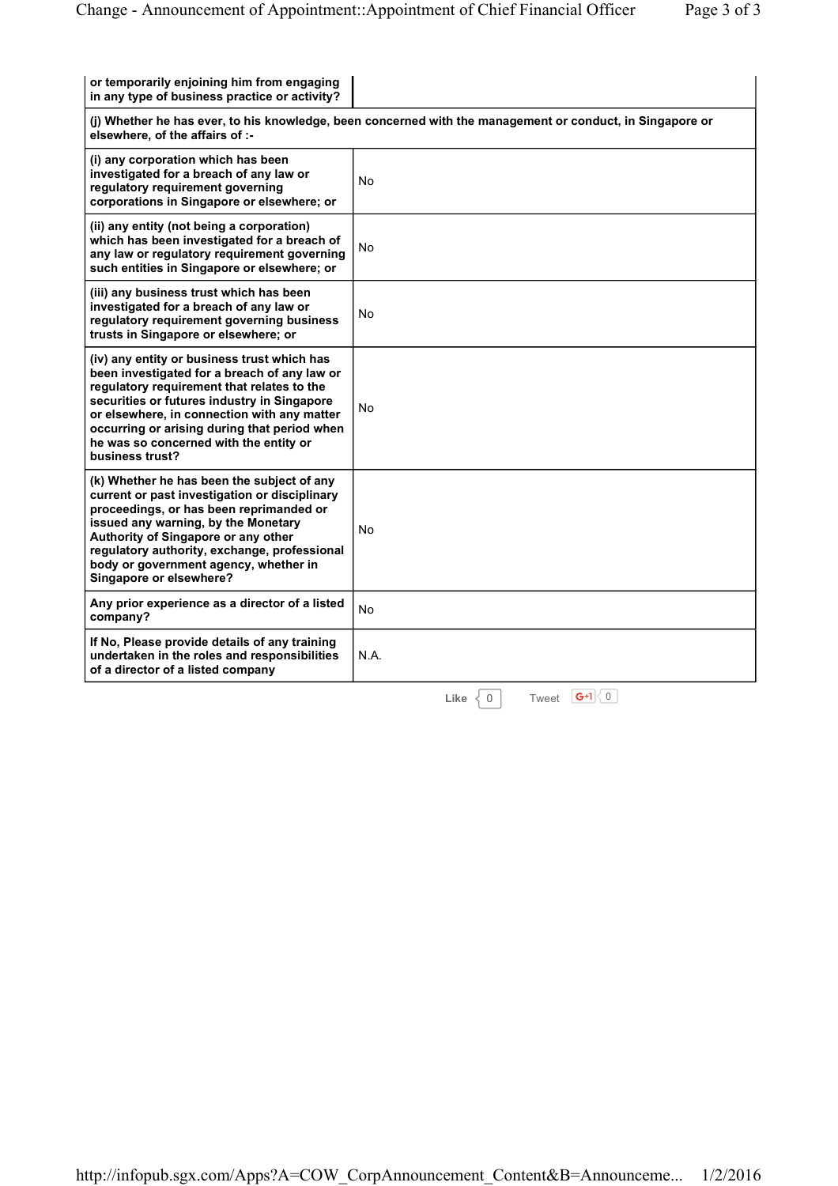| | |
|---|---|
| **or temporarily enjoining him from engaging in any type of business practice or activity?** | |
| **(j) Whether he has ever, to his knowledge, been concerned with the management or conduct, in Singapore or elsewhere, of the affairs of :-** | |
| **(i) any corporation which has been investigated for a breach of any law or regulatory requirement governing corporations in Singapore or elsewhere; or** | No |
| **(ii) any entity (not being a corporation) which has been investigated for a breach of any law or regulatory requirement governing such entities in Singapore or elsewhere; or** | No |
| **(iii) any business trust which has been investigated for a breach of any law or regulatory requirement governing business trusts in Singapore or elsewhere; or** | No |
| **(iv) any entity or business trust which has been investigated for a breach of any law or regulatory requirement that relates to the securities or futures industry in Singapore or elsewhere, in connection with any matter occurring or arising during that period when he was so concerned with the entity or business trust?** | No |
| **(k) Whether he has been the subject of any current or past investigation or disciplinary proceedings, or has been reprimanded or issued any warning, by the Monetary Authority of Singapore or any other regulatory authority, exchange, professional body or government agency, whether in Singapore or elsewhere?** | No |
| **Any prior experience as a director of a listed company?** | No |
| **If No, Please provide details of any training undertaken in the roles and responsibilities of a director of a listed company** | N.A. |